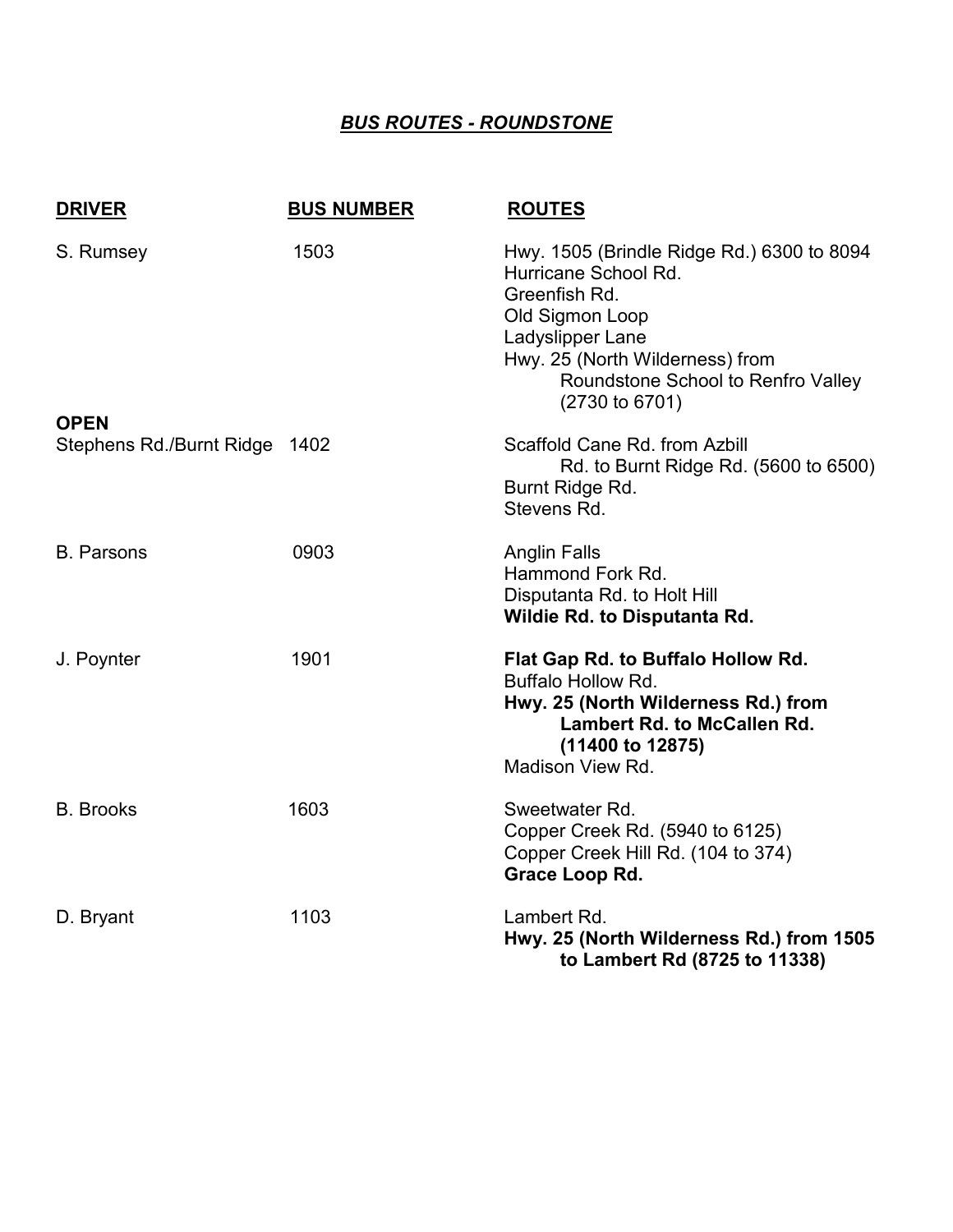## ***BUS ROUTES - ROUNDSTONE***

| DRIVER | BUS NUMBER | ROUTES |
|---|---|---|
| S. Rumsey | 1503 | Hwy. 1505 (Brindle Ridge Rd.) 6300 to 8094<br>Hurricane School Rd.<br>Greenfish Rd.<br>Old Sigmon Loop<br>Ladyslipper Lane<br>Hwy. 25 (North Wilderness) from Roundstone School to Renfro Valley (2730 to 6701) |
| **OPEN**<br>Stephens Rd./Burnt Ridge | 1402 | Scaffold Cane Rd. from Azbill Rd. to Burnt Ridge Rd. (5600 to 6500)<br>Burnt Ridge Rd.<br>Stevens Rd. |
| B. Parsons | 0903 | Anglin Falls<br>Hammond Fork Rd.<br>Disputanta Rd. to Holt Hill<br>**Wildie Rd. to Disputanta Rd.** |
| J. Poynter | 1901 | **Flat Gap Rd. to Buffalo Hollow Rd.**<br>Buffalo Hollow Rd.<br>**Hwy. 25 (North Wilderness Rd.) from Lambert Rd. to McCallen Rd. (11400 to 12875)**<br>Madison View Rd. |
| B. Brooks | 1603 | Sweetwater Rd.<br>Copper Creek Rd. (5940 to 6125)<br>Copper Creek Hill Rd. (104 to 374)<br>**Grace Loop Rd.** |
| D. Bryant | 1103 | Lambert Rd.<br>**Hwy. 25 (North Wilderness Rd.) from 1505 to Lambert Rd (8725 to 11338)** |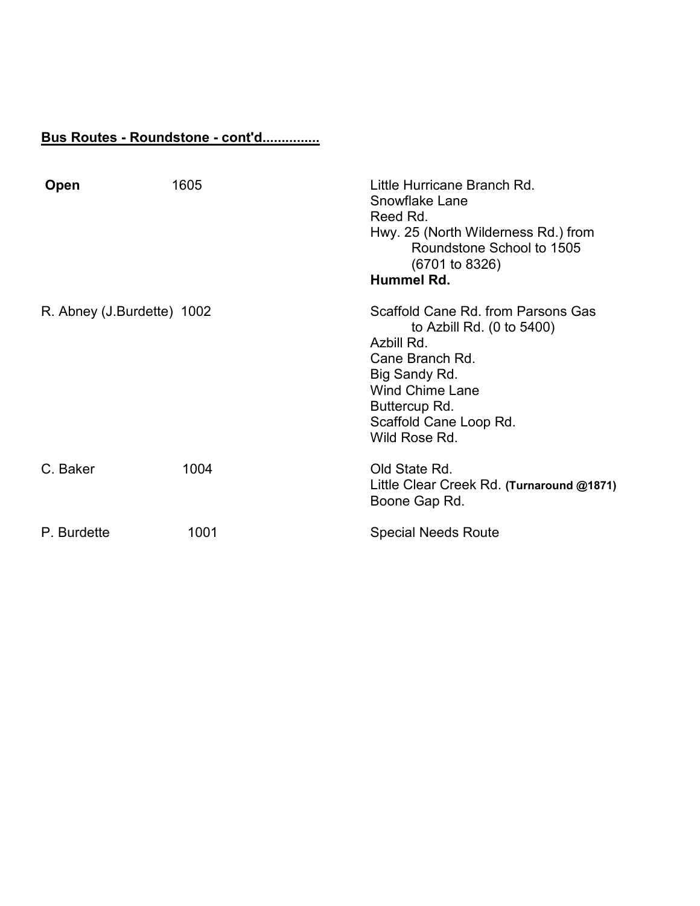**Bus Routes - Roundstone - cont'd..............**

| | | |
|---|---|---|
| **Open** | 1605 | Little Hurricane Branch Rd.<br>Snowflake Lane<br>Reed Rd.<br>Hwy. 25 (North Wilderness Rd.) from Roundstone School to 1505 (6701 to 8326)<br>**Hummel Rd.** |
| R. Abney (J.Burdette) | 1002 | Scaffold Cane Rd. from Parsons Gas to Azbill Rd. (0 to 5400)<br>Azbill Rd.<br>Cane Branch Rd.<br>Big Sandy Rd.<br>Wind Chime Lane<br>Buttercup Rd.<br>Scaffold Cane Loop Rd.<br>Wild Rose Rd. |
| C. Baker | 1004 | Old State Rd.<br>Little Clear Creek Rd. **(Turnaround @1871)**<br>Boone Gap Rd. |
| P. Burdette | 1001 | Special Needs Route |